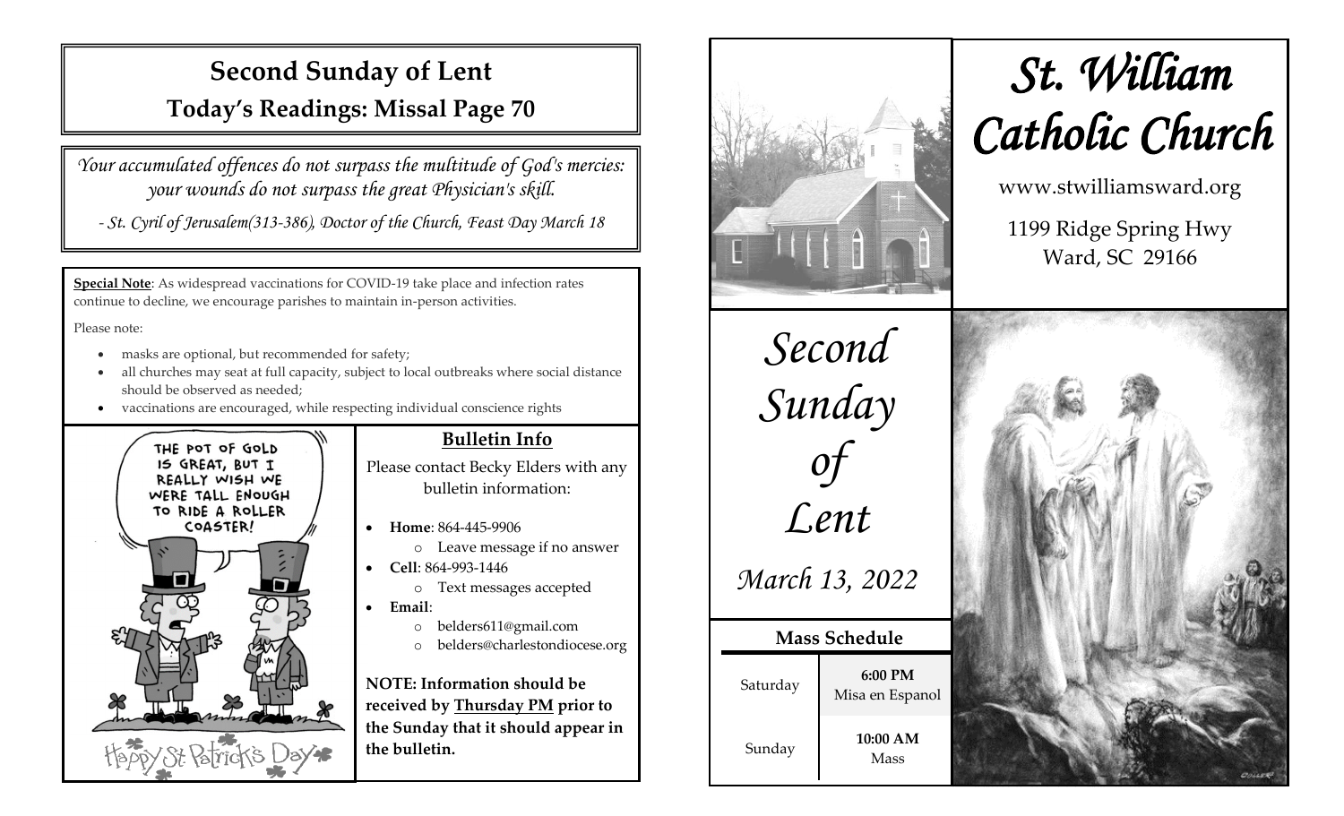# Second Sunday of Lent

## Today's Readings: Missal Page 70

*Your accumulated offences do not surpass the multitude of God's mercies: your wounds do not surpass the great Physician's skill.*

*- St. Cyril of Jerusalem(313-386), Doctor of the Church, Feast Day March 18*

**Special Note**: As widespread vaccinations for COVID-19 take place and infection rates continue to decline, we encourage parishes to maintain in-person activities.

Please note:

- masks are optional, but recommended for safety;
- all churches may seat at full capacity, subject to local outbreaks where social distance should be observed as needed;
- vaccinations are encouraged, while respecting individual conscience rights

### Bulletin Info

Please contact Becky Elders with any bulletin information:

- **Home**: 864-445-9906
  - Leave message if no answer
- **Cell**: 864-993-1446
  - Text messages accepted
- **Email**:
  - belders611@gmail.com
  - belders@charlestondiocese.org

**NOTE: Information should be received by Thursday PM prior to the Sunday that it should appear in the bulletin.**

# *St. William Catholic Church*

www.stwilliamsward.org

1199 Ridge Spring Hwy
Ward, SC 29166

*Second Sunday of Lent*

*March 13, 2022*

### Mass Schedule

| | |
|---|---|
| Saturday | **6:00 PM** Misa en Espanol |
| Sunday | **10:00 AM** Mass |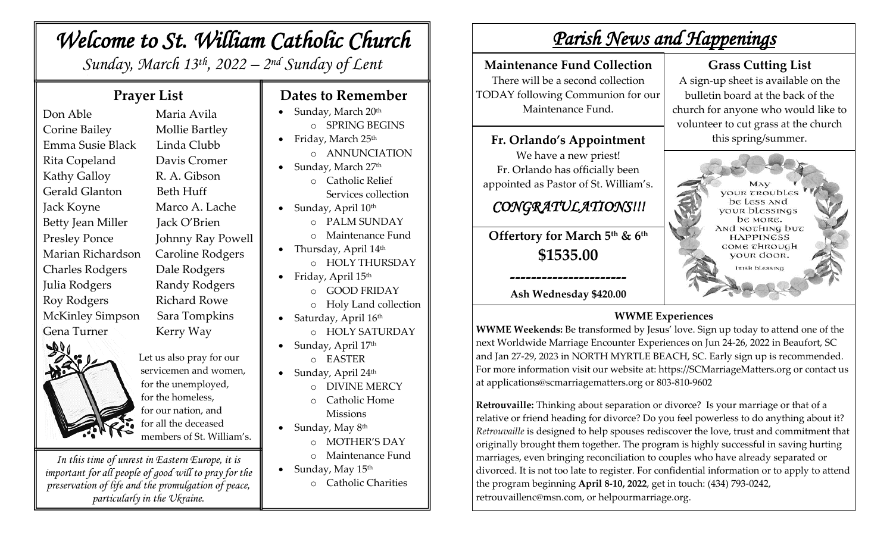# Welcome to St. William Catholic Church

*Sunday, March 13th, 2022 – 2nd Sunday of Lent*

## Prayer List

| | |
|---|---|
| Don Able | Maria Avila |
| Corine Bailey | Mollie Bartley |
| Emma Susie Black | Linda Clubb |
| Rita Copeland | Davis Cromer |
| Kathy Galloy | R. A. Gibson |
| Gerald Glanton | Beth Huff |
| Jack Koyne | Marco A. Lache |
| Betty Jean Miller | Jack O'Brien |
| Presley Ponce | Johnny Ray Powell |
| Marian Richardson | Caroline Rodgers |
| Charles Rodgers | Dale Rodgers |
| Julia Rodgers | Randy Rodgers |
| Roy Rodgers | Richard Rowe |
| McKinley Simpson | Sara Tompkins |
| Gena Turner | Kerry Way |

Let us also pray for our servicemen and women, for the unemployed, for the homeless, for our nation, and for all the deceased members of St. William's.

*In this time of unrest in Eastern Europe, it is important for all people of good will to pray for the preservation of life and the promulgation of peace, particularly in the Ukraine.*

## Dates to Remember

- Sunday, March 20th
  - SPRING BEGINS
- Friday, March 25th
  - ANNUNCIATION
- Sunday, March 27th
  - Catholic Relief Services collection
- Sunday, April 10th
  - PALM SUNDAY
  - Maintenance Fund
- Thursday, April 14th
  - HOLY THURSDAY
- Friday, April 15th
  - GOOD FRIDAY
  - Holy Land collection
- Saturday, April 16th
  - HOLY SATURDAY
- Sunday, April 17th
  - EASTER
- Sunday, April 24th
  - DIVINE MERCY
  - Catholic Home Missions
- Sunday, May 8th
  - MOTHER'S DAY
  - Maintenance Fund
- Sunday, May 15th
  - Catholic Charities

# *Parish News and Happenings*

### Maintenance Fund Collection

There will be a second collection TODAY following Communion for our Maintenance Fund.

### Fr. Orlando's Appointment

We have a new priest! Fr. Orlando has officially been appointed as Pastor of St. William's.

*CONGRATULATIONS!!!*

### Offertory for March 5th & 6th

**$1535.00**

**Ash Wednesday $420.00**

### Grass Cutting List

A sign-up sheet is available on the bulletin board at the back of the church for anyone who would like to volunteer to cut grass at the church this spring/summer.

May your troubles be less and your blessings be more. And nothing but happiness come through your door.

Irish blessing

### WWME Experiences

**WWME Weekends:** Be transformed by Jesus' love. Sign up today to attend one of the next Worldwide Marriage Encounter Experiences on Jun 24-26, 2022 in Beaufort, SC and Jan 27-29, 2023 in NORTH MYRTLE BEACH, SC. Early sign up is recommended. For more information visit our website at: https://SCMarriageMatters.org or contact us at applications@scmarriagematters.org or 803-810-9602

**Retrouvaille:** Thinking about separation or divorce? Is your marriage or that of a relative or friend heading for divorce? Do you feel powerless to do anything about it? *Retrouvaille* is designed to help spouses rediscover the love, trust and commitment that originally brought them together. The program is highly successful in saving hurting marriages, even bringing reconciliation to couples who have already separated or divorced. It is not too late to register. For confidential information or to apply to attend the program beginning **April 8-10, 2022**, get in touch: (434) 793-0242, retrouvaillenc@msn.com, or helpourmarriage.org.